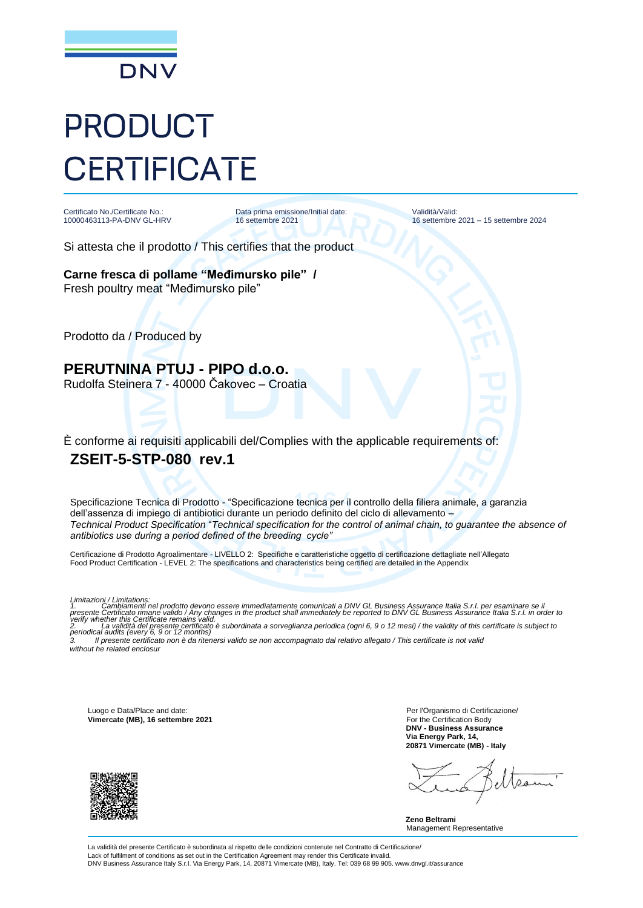DNV

# PRODUCT CERTIFICATE

Certificato No./Certificate No.:
10000463113-PA-DNV GL-HRV

Data prima emissione/Initial date:
16 settembre 2021

Validità/Valid:
16 settembre 2021 – 15 settembre 2024

Si attesta che il prodotto / This certifies that the product

**Carne fresca di pollame "Međimursko pile" /**
Fresh poultry meat "Međimursko pile"

Prodotto da / Produced by

## PERUTNINA PTUJ - PIPO d.o.o.

Rudolfa Steinera 7 - 40000 Čakovec – Croatia

È conforme ai requisiti applicabili del/Complies with the applicable requirements of:

## ZSEIT-5-STP-080 rev.1

Specificazione Tecnica di Prodotto - "Specificazione tecnica per il controllo della filiera animale, a garanzia dell'assenza di impiego di antibiotici durante un periodo definito del ciclo di allevamento –
*Technical Product Specification "Technical specification for the control of animal chain, to guarantee the absence of antibiotics use during a period defined of the breeding cycle"*

Certificazione di Prodotto Agroalimentare - LIVELLO 2: Specifiche e caratteristiche oggetto di certificazione dettagliate nell'Allegato
Food Product Certification - LEVEL 2: The specifications and characteristics being certified are detailed in the Appendix

*Limitazioni / Limitations:*
*1. Cambiamenti nel prodotto devono essere immediatamente comunicati a DNV GL Business Assurance Italia S.r.l. per esaminare se il presente Certificato rimane valido / Any changes in the product shall immediately be reported to DNV GL Business Assurance Italia S.r.l. in order to verify whether this Certificate remains valid.*
*2. La validità del presente certificato è subordinata a sorveglianza periodica (ogni 6, 9 o 12 mesi) / the validity of this certificate is subject to periodical audits (every 6, 9 or 12 months)*
*3. Il presente certificato non è da ritenersi valido se non accompagnato dal relativo allegato / This certificate is not valid without he related enclosur*

Luogo e Data/Place and date:
**Vimercate (MB), 16 settembre 2021**

Per l'Organismo di Certificazione/
For the Certification Body
**DNV - Business Assurance**
**Via Energy Park, 14,**
**20871 Vimercate (MB) - Italy**

**Zeno Beltrami**
Management Representative

La validità del presente Certificato è subordinata al rispetto delle condizioni contenute nel Contratto di Certificazione/
Lack of fulfilment of conditions as set out in the Certification Agreement may render this Certificate invalid.
DNV Business Assurance Italy S.r.l. Via Energy Park, 14, 20871 Vimercate (MB), Italy. Tel: 039 68 99 905. www.dnvgl.it/assurance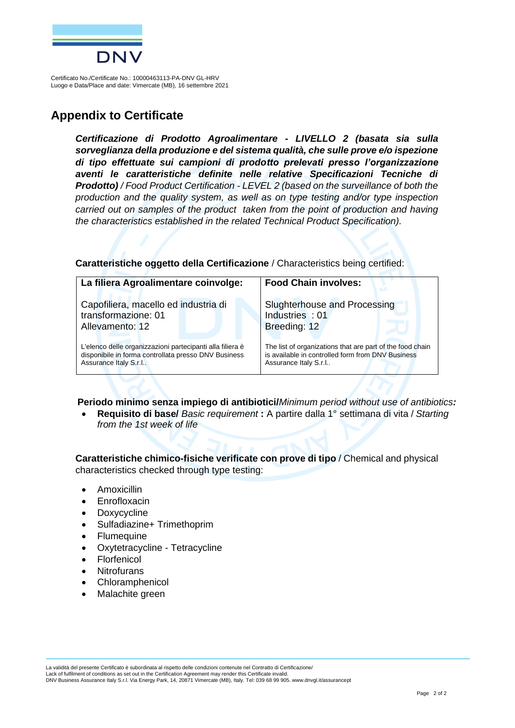DNV

Certificato No./Certificate No.: 10000463113-PA-DNV GL-HRV
Luogo e Data/Place and date: Vimercate (MB), 16 settembre 2021

# Appendix to Certificate

***Certificazione di Prodotto Agroalimentare - LIVELLO 2 (basata sia sulla sorveglianza della produzione e del sistema qualità, che sulle prove e/o ispezione di tipo effettuate sui campioni di prodotto prelevati presso l'organizzazione aventi le caratteristiche definite nelle relative Specificazioni Tecniche di Prodotto)*** */ Food Product Certification - LEVEL 2 (based on the surveillance of both the production and the quality system, as well as on type testing and/or type inspection carried out on samples of the product taken from the point of production and having the characteristics established in the related Technical Product Specification).*

**Caratteristiche oggetto della Certificazione** / Characteristics being certified:

| **La filiera Agroalimentare coinvolge:** | **Food Chain involves:** |
|---|---|
| Capofiliera, macello ed industria di trasformazione: 01<br>Allevamento: 12 | Slughterhouse and Processing Industries : 01<br>Breeding: 12 |
| L'elenco delle organizzazioni partecipanti alla filiera è disponibile in forma controllata presso DNV Business Assurance Italy S.r.l.. | The list of organizations that are part of the food chain is available in controlled form from DNV Business Assurance Italy S.r.l.. |

**Periodo minimo senza impiego di antibiotici/***Minimum period without use of antibiotics:*

- **Requisito di base/** *Basic requirement* **:** A partire dalla 1° settimana di vita / *Starting from the 1st week of life*

**Caratteristiche chimico-fisiche verificate con prove di tipo** / Chemical and physical characteristics checked through type testing:

- Amoxicillin
- Enrofloxacin
- Doxycycline
- Sulfadiazine+ Trimethoprim
- Flumequine
- Oxytetracycline - Tetracycline
- Florfenicol
- Nitrofurans
- Chloramphenicol
- Malachite green

La validità del presente Certificato è subordinata al rispetto delle condizioni contenute nel Contratto di Certificazione/
Lack of fulfilment of conditions as set out in the Certification Agreement may render this Certificate invalid.
DNV Business Assurance Italy S.r.l. Via Energy Park, 14, 20871 Vimercate (MB), Italy. Tel: 039 68 99 905. www.dnvgl.it/assurancept